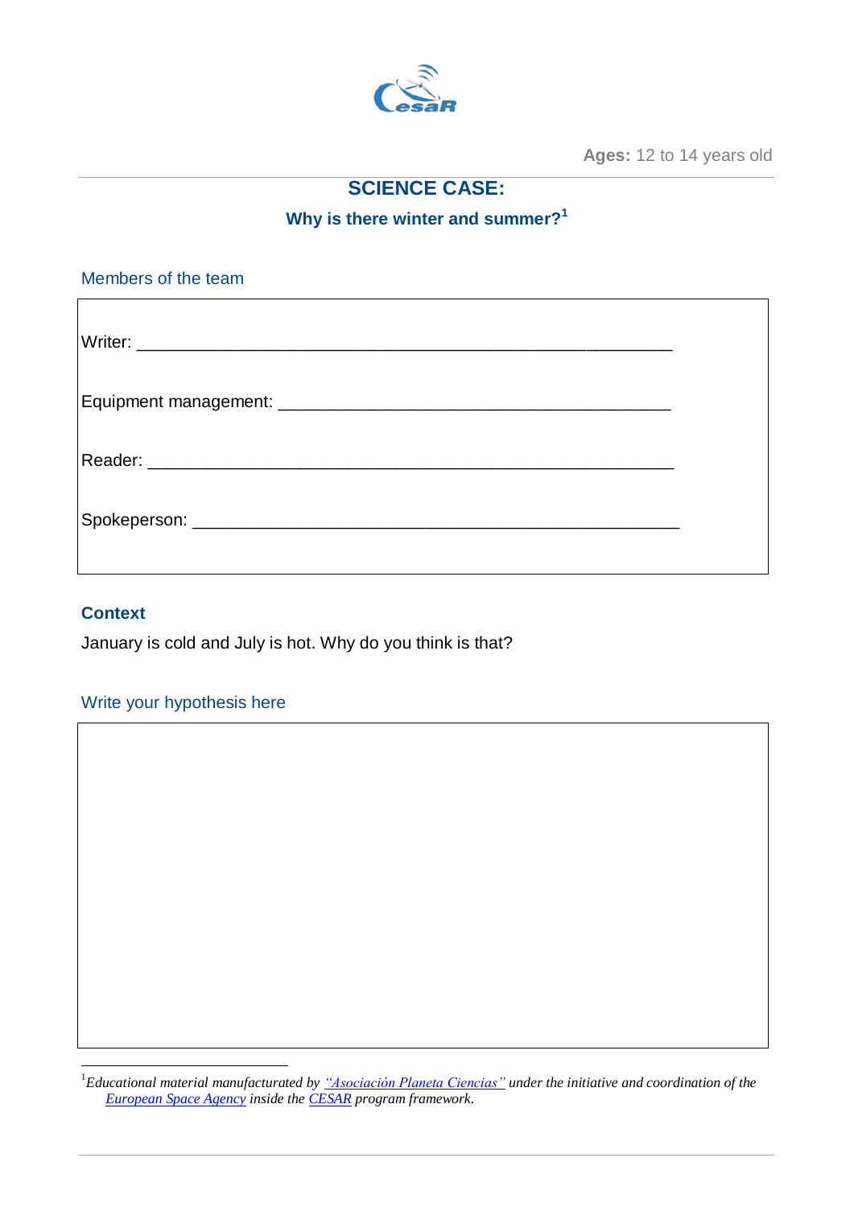**Ages:** 12 to 14 years old

# SCIENCE CASE:

## Why is there winter and summer?[1]

### Members of the team

Writer: ______________________________________________________

Equipment management: ________________________________________

Reader: ______________________________________________________

Spokeperson: __________________________________________________

### Context

January is cold and July is hot. Why do you think is that?

### Write your hypothesis here

[1] *Educational material manufacturated by "Asociación Planeta Ciencias" under the initiative and coordination of the European Space Agency inside the CESAR program framework.*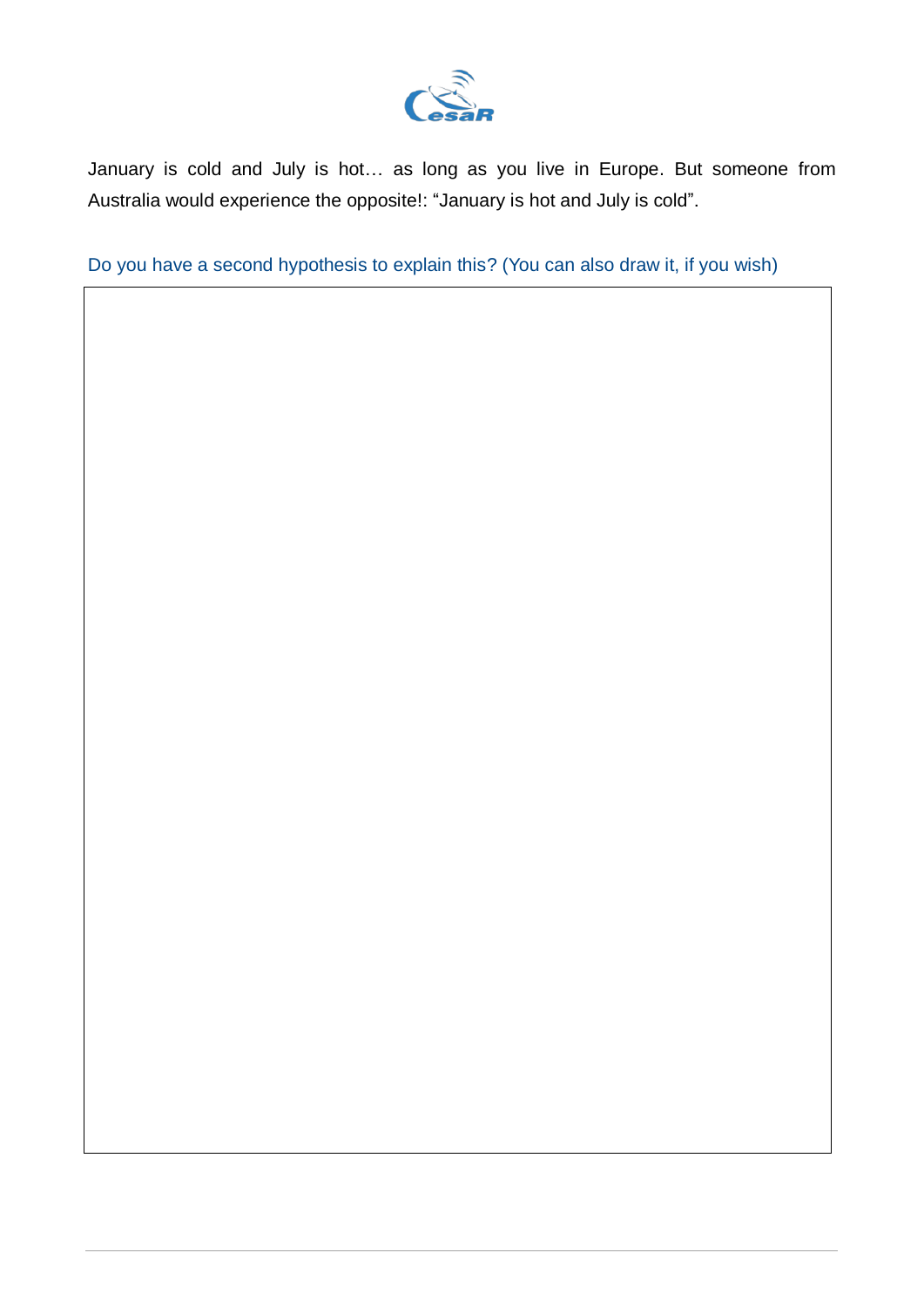January is cold and July is hot… as long as you live in Europe. But someone from Australia would experience the opposite!: “January is hot and July is cold”.

Do you have a second hypothesis to explain this? (You can also draw it, if you wish)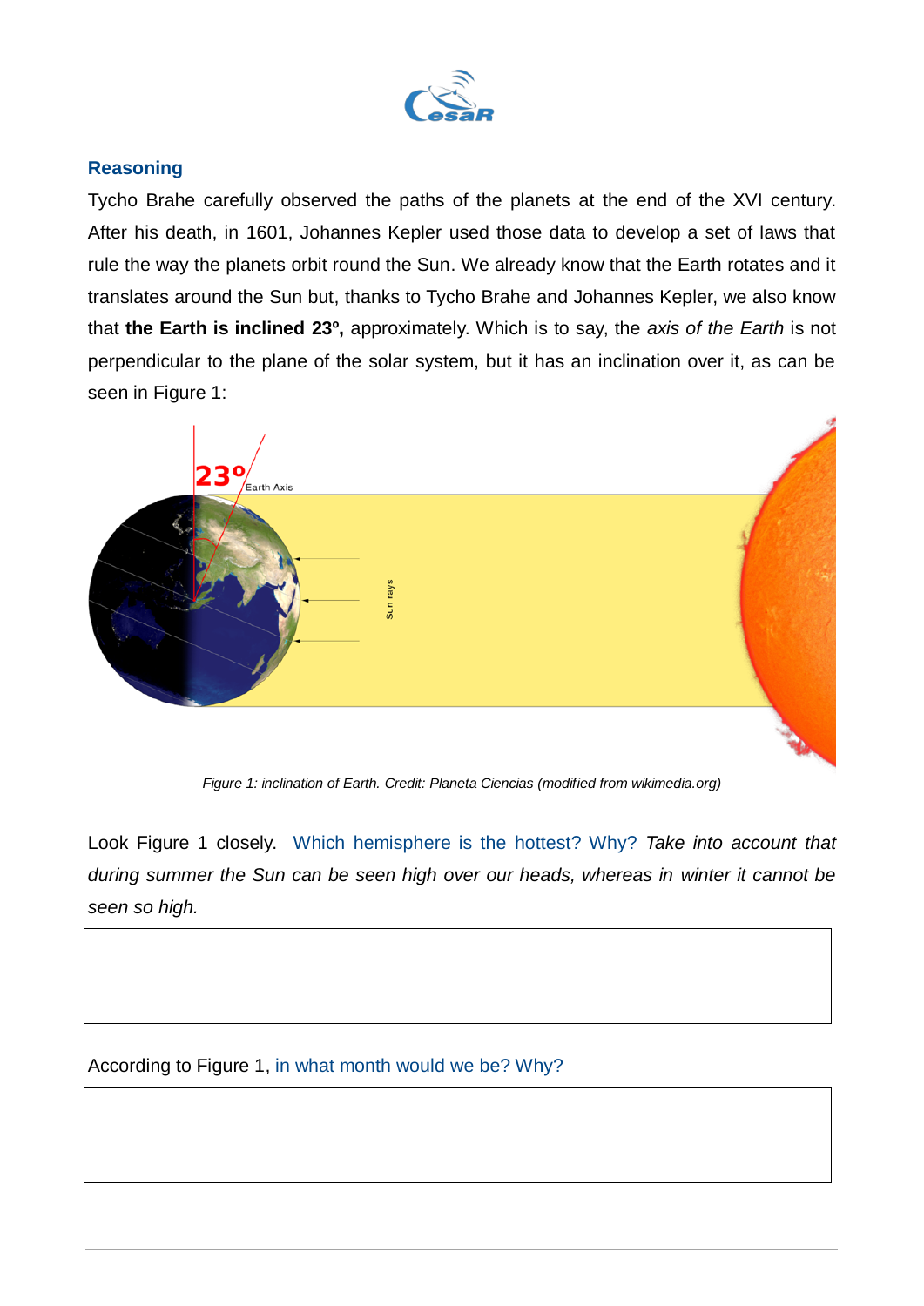## Reasoning

Tycho Brahe carefully observed the paths of the planets at the end of the XVI century. After his death, in 1601, Johannes Kepler used those data to develop a set of laws that rule the way the planets orbit round the Sun. We already know that the Earth rotates and it translates around the Sun but, thanks to Tycho Brahe and Johannes Kepler, we also know that **the Earth is inclined 23º,** approximately. Which is to say, the *axis of the Earth* is not perpendicular to the plane of the solar system, but it has an inclination over it, as can be seen in Figure 1:

*Figure 1: inclination of Earth. Credit: Planeta Ciencias (modified from wikimedia.org)*

Look Figure 1 closely. Which hemisphere is the hottest? Why? *Take into account that during summer the Sun can be seen high over our heads, whereas in winter it cannot be seen so high.*

According to Figure 1, in what month would we be? Why?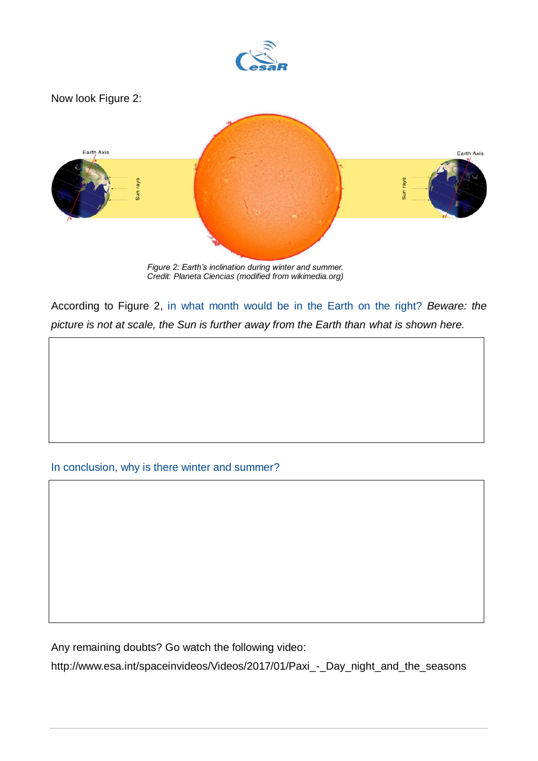Now look Figure 2:

*Figure 2: Earth's inclination during winter and summer.*
*Credit: Planeta Ciencias (modified from wikimedia.org)*

According to Figure 2, in what month would be in the Earth on the right? *Beware: the picture is not at scale, the Sun is further away from the Earth than what is shown here.*

In conclusion, why is there winter and summer?

Any remaining doubts? Go watch the following video:

http://www.esa.int/spaceinvideos/Videos/2017/01/Paxi_-_Day_night_and_the_seasons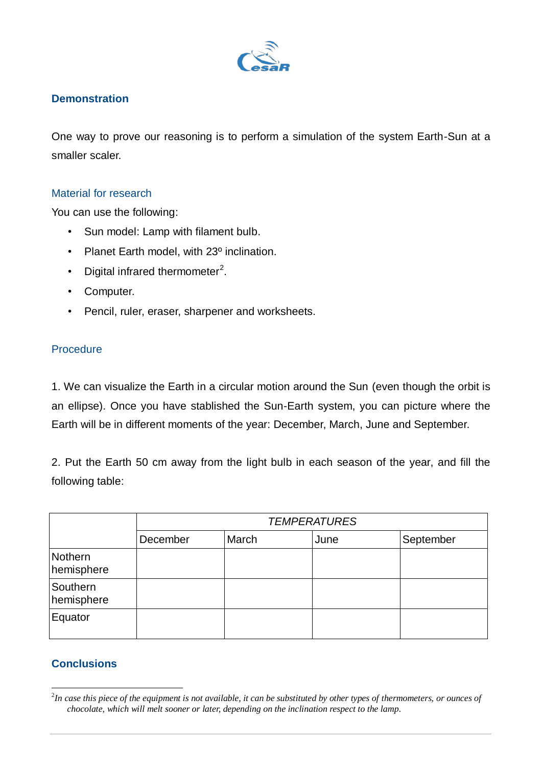## Demonstration

One way to prove our reasoning is to perform a simulation of the system Earth-Sun at a smaller scaler.

### Material for research

You can use the following:

- Sun model: Lamp with filament bulb.
- Planet Earth model, with 23º inclination.
- Digital infrared thermometer[2].
- Computer.
- Pencil, ruler, eraser, sharpener and worksheets.

### Procedure

1. We can visualize the Earth in a circular motion around the Sun (even though the orbit is an ellipse). Once you have stablished the Sun-Earth system, you can picture where the Earth will be in different moments of the year: December, March, June and September.

2. Put the Earth 50 cm away from the light bulb in each season of the year, and fill the following table:

| | *TEMPERATURES* | | | |
|---|---|---|---|---|
| | December | March | June | September |
| Nothern hemisphere | | | | |
| Southern hemisphere | | | | |
| Equator | | | | |

## Conclusions

---

[2] *In case this piece of the equipment is not available, it can be substituted by other types of thermometers, or ounces of chocolate, which will melt sooner or later, depending on the inclination respect to the lamp.*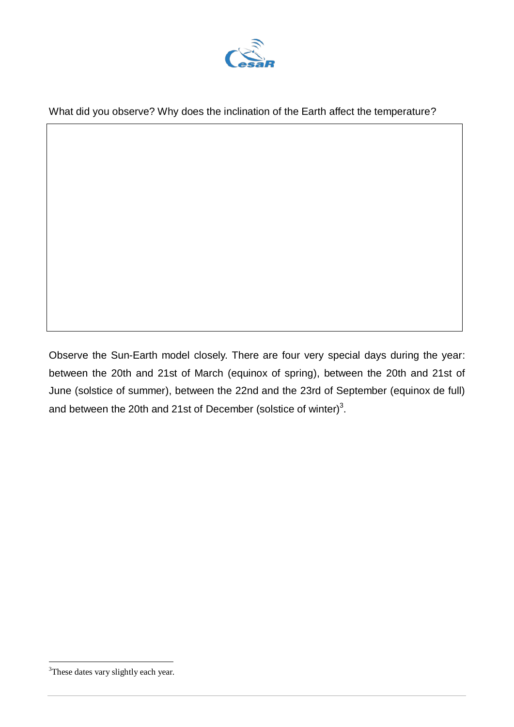What did you observe? Why does the inclination of the Earth affect the temperature?

Observe the Sun-Earth model closely. There are four very special days during the year: between the 20th and 21st of March (equinox of spring), between the 20th and 21st of June (solstice of summer), between the 22nd and the 23rd of September (equinox de full) and between the 20th and 21st of December (solstice of winter)[3].

[3]These dates vary slightly each year.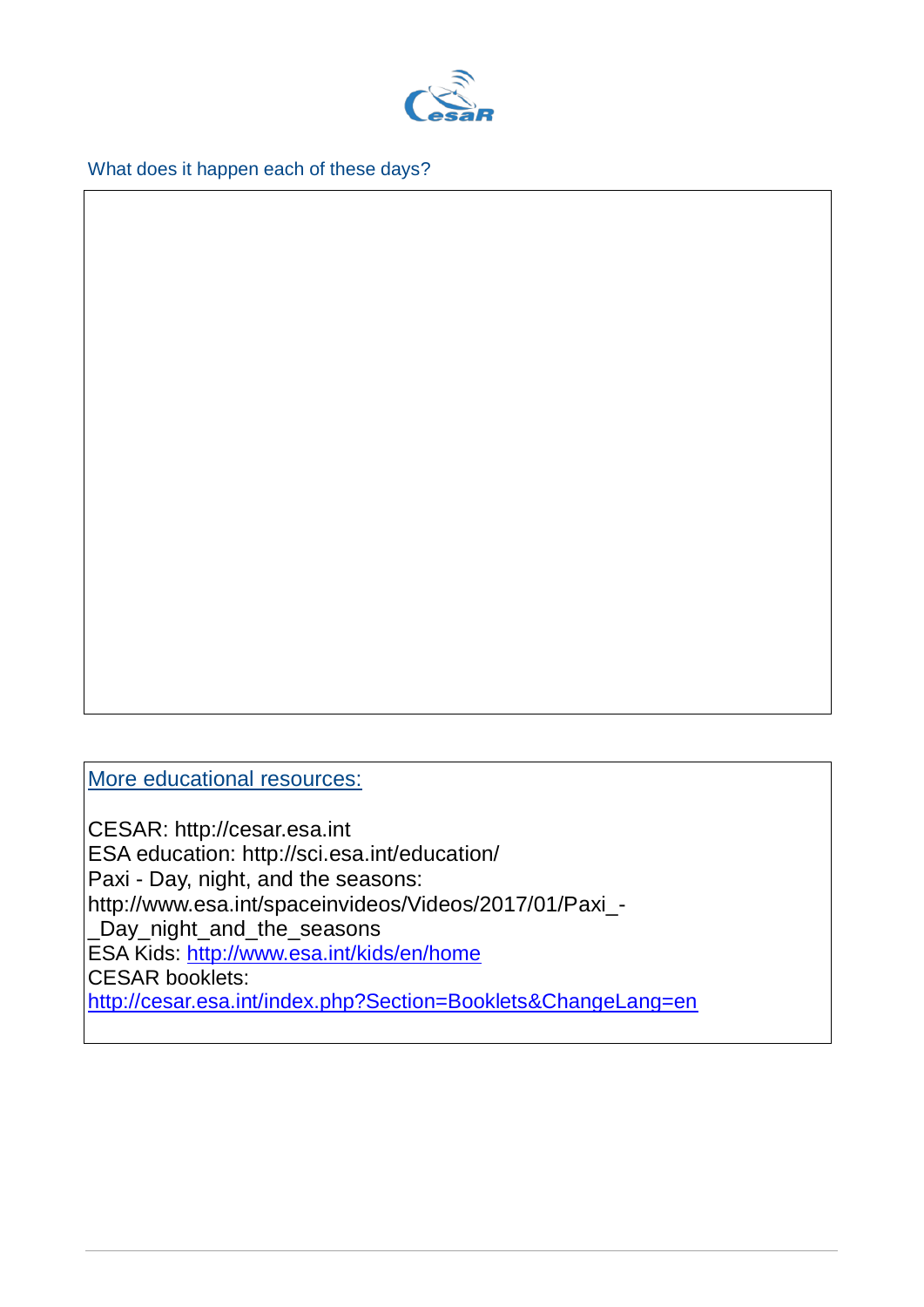What does it happen each of these days?

More educational resources:

CESAR: http://cesar.esa.int
ESA education: http://sci.esa.int/education/
Paxi - Day, night, and the seasons:
http://www.esa.int/spaceinvideos/Videos/2017/01/Paxi_-_Day_night_and_the_seasons
ESA Kids: http://www.esa.int/kids/en/home
CESAR booklets:
http://cesar.esa.int/index.php?Section=Booklets&ChangeLang=en